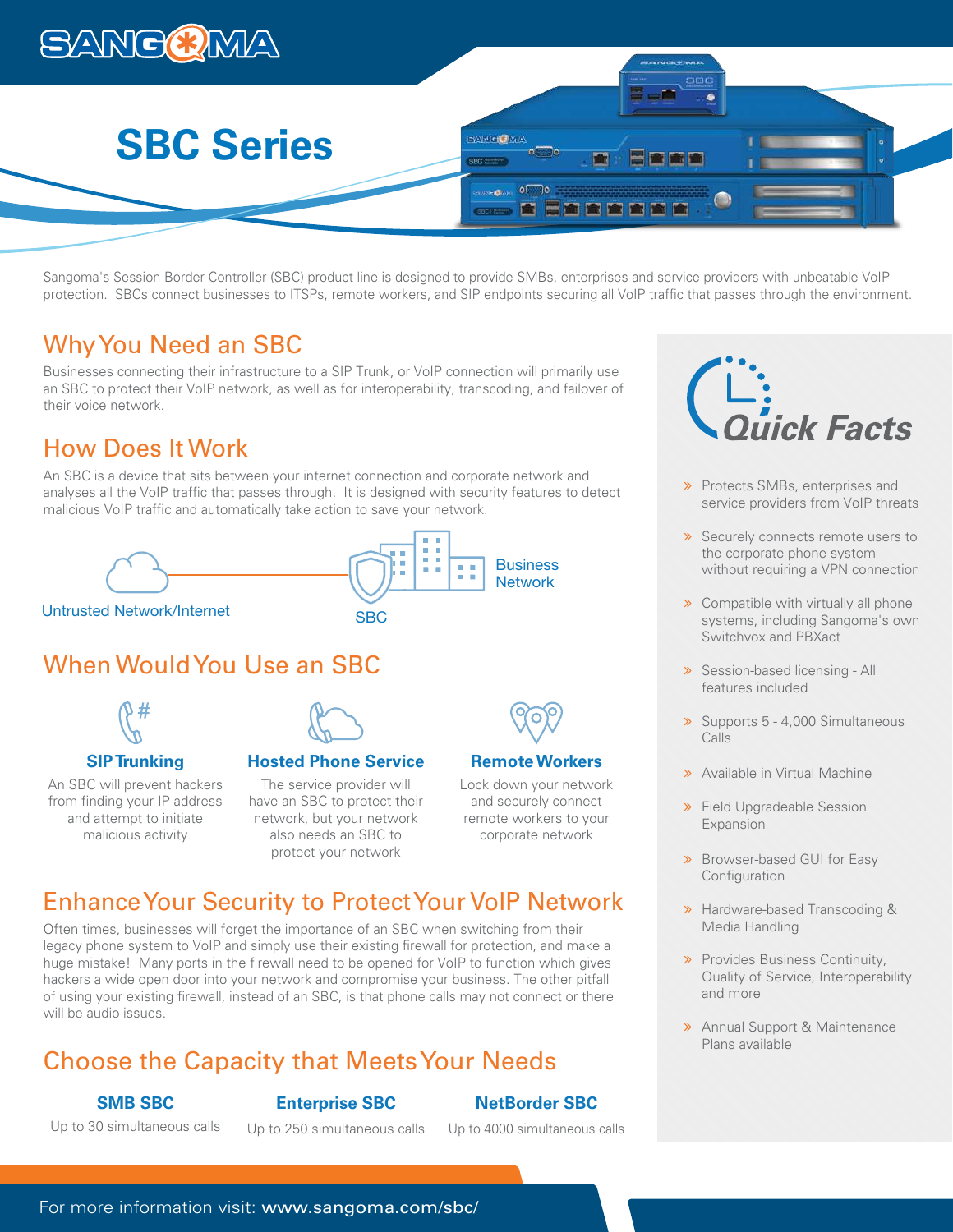# SBC Series

Sangoma's Session Border Controller (SBC) product line is designed to provide SMBs, enterprises and service providers with unbeatable VoIP protection. SBCs connect businesses to ITSPs, remote workers, and SIP endpoints securing all VoIP traffic that passes through the environment.

## Why You Need an SBC

Businesses connecting their infrastructure to a SIP Trunk, or VoIP connection will primarily use an SBC to protect their VoIP network, as well as for interoperability, transcoding, and failover of their voice network.

## How Does It Work

An SBC is a device that sits between your internet connection and corporate network and analyses all the VoIP traffic that passes through. It is designed with security features to detect malicious VoIP traffic and automatically take action to save your network.

Untrusted Network/Internet — SBC — Business Network

## When Would You Use an SBC

### SIP Trunking

An SBC will prevent hackers from finding your IP address and attempt to initiate malicious activity

### Hosted Phone Service

The service provider will have an SBC to protect their network, but your network also needs an SBC to protect your network

### Remote Workers

Lock down your network and securely connect remote workers to your corporate network

## Enhance Your Security to Protect Your VoIP Network

Often times, businesses will forget the importance of an SBC when switching from their legacy phone system to VoIP and simply use their existing firewall for protection, and make a huge mistake! Many ports in the firewall need to be opened for VoIP to function which gives hackers a wide open door into your network and compromise your business. The other pitfall of using your existing firewall, instead of an SBC, is that phone calls may not connect or there will be audio issues.

## Choose the Capacity that Meets Your Needs

**SMB SBC**
Up to 30 simultaneous calls

**Enterprise SBC**
Up to 250 simultaneous calls

**NetBorder SBC**
Up to 4000 simultaneous calls

## Quick Facts

- Protects SMBs, enterprises and service providers from VoIP threats
- Securely connects remote users to the corporate phone system without requiring a VPN connection
- Compatible with virtually all phone systems, including Sangoma's own Switchvox and PBXact
- Session-based licensing - All features included
- Supports 5 - 4,000 Simultaneous Calls
- Available in Virtual Machine
- Field Upgradeable Session Expansion
- Browser-based GUI for Easy Configuration
- Hardware-based Transcoding & Media Handling
- Provides Business Continuity, Quality of Service, Interoperability and more
- Annual Support & Maintenance Plans available

For more information visit: **www.sangoma.com/sbc/**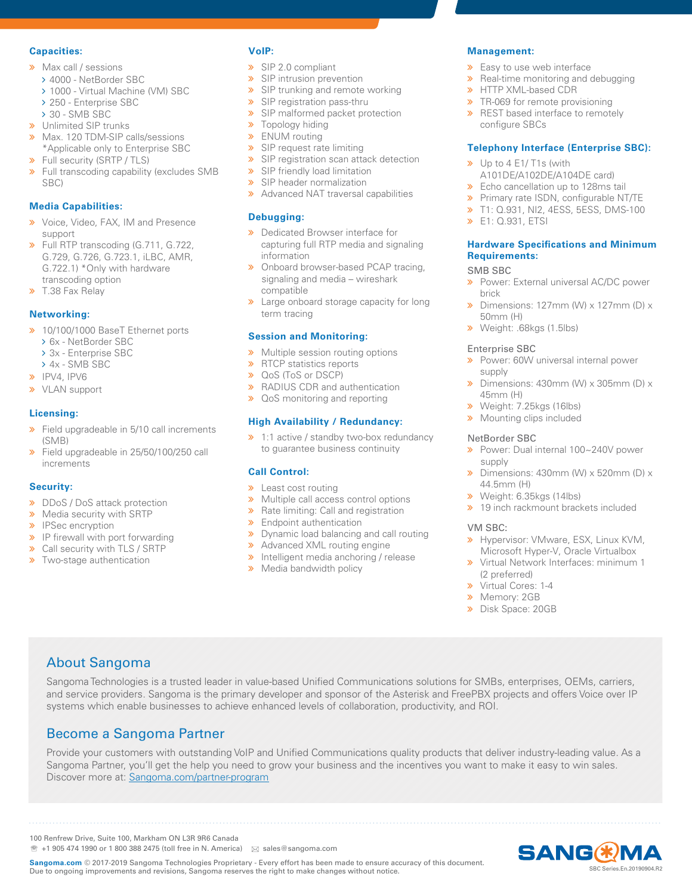### Capacities:

- Max call / sessions
  - 4000 - NetBorder SBC
  - 1000 - Virtual Machine (VM) SBC
  - 250 - Enterprise SBC
  - 30 - SMB SBC
- Unlimited SIP trunks
- Max. 120 TDM-SIP calls/sessions *Applicable only to Enterprise SBC
- Full security (SRTP / TLS)
- Full transcoding capability (excludes SMB SBC)

### Media Capabilities:

- Voice, Video, FAX, IM and Presence support
- Full RTP transcoding (G.711, G.722, G.729, G.726, G.723.1, iLBC, AMR, G.722.1) *Only with hardware transcoding option
- T.38 Fax Relay

### Networking:

- 10/100/1000 BaseT Ethernet ports
  - 6x - NetBorder SBC
  - 3x - Enterprise SBC
  - 4x - SMB SBC
- IPV4, IPV6
- VLAN support

### Licensing:

- Field upgradeable in 5/10 call increments (SMB)
- Field upgradeable in 25/50/100/250 call increments

### Security:

- DDoS / DoS attack protection
- Media security with SRTP
- IPSec encryption
- IP firewall with port forwarding
- Call security with TLS / SRTP
- Two-stage authentication

### VoIP:

- SIP 2.0 compliant
- SIP intrusion prevention
- SIP trunking and remote working
- SIP registration pass-thru
- SIP malformed packet protection
- Topology hiding
- ENUM routing
- SIP request rate limiting
- SIP registration scan attack detection
- SIP friendly load limitation
- SIP header normalization
- Advanced NAT traversal capabilities

### Debugging:

- Dedicated Browser interface for capturing full RTP media and signaling information
- Onboard browser-based PCAP tracing, signaling and media – wireshark compatible
- Large onboard storage capacity for long term tracing

### Session and Monitoring:

- Multiple session routing options
- RTCP statistics reports
- QoS (ToS or DSCP)
- RADIUS CDR and authentication
- QoS monitoring and reporting

### High Availability / Redundancy:

- 1:1 active / standby two-box redundancy to guarantee business continuity

### Call Control:

- Least cost routing
- Multiple call access control options
- Rate limiting: Call and registration
- Endpoint authentication
- Dynamic load balancing and call routing
- Advanced XML routing engine
- Intelligent media anchoring / release
- Media bandwidth policy

### Management:

- Easy to use web interface
- Real-time monitoring and debugging
- HTTP XML-based CDR
- TR-069 for remote provisioning
- REST based interface to remotely configure SBCs

### Telephony Interface (Enterprise SBC):

- Up to 4 E1/ T1s (with A101DE/A102DE/A104DE card)
- Echo cancellation up to 128ms tail
- Primary rate ISDN, configurable NT/TE
- T1: Q.931, NI2, 4ESS, 5ESS, DMS-100
- E1: Q.931, ETSI

### Hardware Specifications and Minimum Requirements:

SMB SBC

- Power: External universal AC/DC power brick
- Dimensions: 127mm (W) x 127mm (D) x 50mm (H)
- Weight: .68kgs (1.5lbs)

Enterprise SBC

- Power: 60W universal internal power supply
- Dimensions: 430mm (W) x 305mm (D) x 45mm (H)
- Weight: 7.25kgs (16lbs)
- Mounting clips included

NetBorder SBC

- Power: Dual internal 100~240V power supply
- Dimensions: 430mm (W) x 520mm (D) x 44.5mm (H)
- Weight: 6.35kgs (14lbs)
- 19 inch rackmount brackets included

VM SBC:

- Hypervisor: VMware, ESX, Linux KVM, Microsoft Hyper-V, Oracle Virtualbox
- Virtual Network Interfaces: minimum 1 (2 preferred)
- Virtual Cores: 1-4
- Memory: 2GB
- Disk Space: 20GB

## About Sangoma

Sangoma Technologies is a trusted leader in value-based Unified Communications solutions for SMBs, enterprises, OEMs, carriers, and service providers. Sangoma is the primary developer and sponsor of the Asterisk and FreePBX projects and offers Voice over IP systems which enable businesses to achieve enhanced levels of collaboration, productivity, and ROI.

## Become a Sangoma Partner

Provide your customers with outstanding VoIP and Unified Communications quality products that deliver industry-leading value. As a Sangoma Partner, you'll get the help you need to grow your business and the incentives you want to make it easy to win sales. Discover more at: Sangoma.com/partner-program

100 Renfrew Drive, Suite 100, Markham ON L3R 9R6 Canada
+1 905 474 1990 or 1 800 388 2475 (toll free in N. America) sales@sangoma.com

**Sangoma.com** © 2017-2019 Sangoma Technologies Proprietary - Every effort has been made to ensure accuracy of this document. Due to ongoing improvements and revisions, Sangoma reserves the right to make changes without notice.

SANGOMA

SBC Series.En.20190904.R2